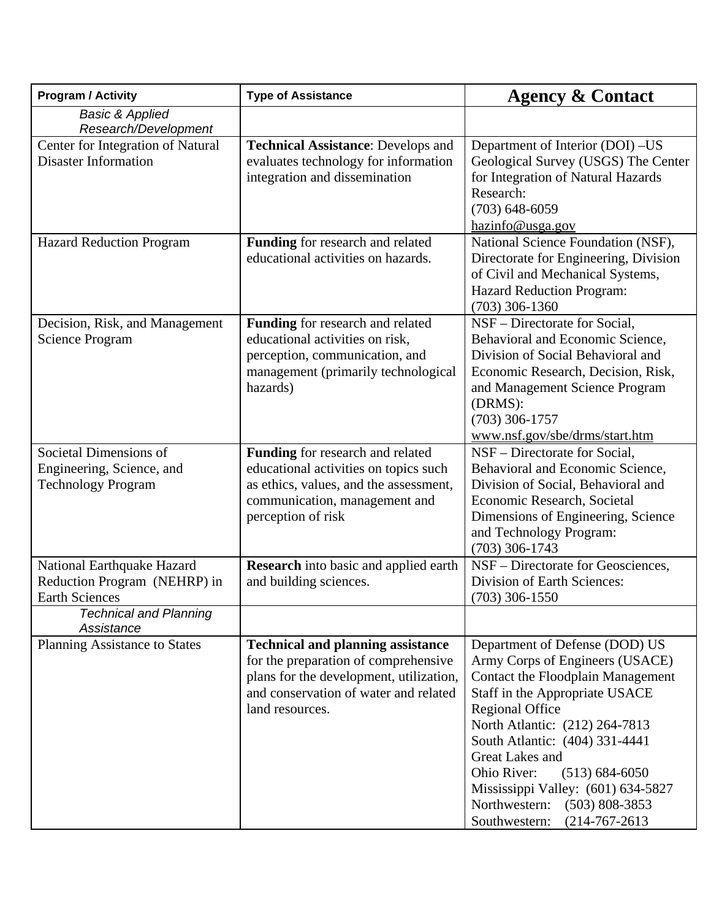| Program / Activity | Type of Assistance | Agency & Contact |
|---|---|---|
| *Basic & Applied Research/Development* | | |
| Center for Integration of Natural Disaster Information | **Technical Assistance**: Develops and evaluates technology for information integration and dissemination | Department of Interior (DOI) –US Geological Survey (USGS) The Center for Integration of Natural Hazards Research:<br>(703) 648-6059<br>hazinfo@usga.gov |
| Hazard Reduction Program | **Funding** for research and related educational activities on hazards. | National Science Foundation (NSF), Directorate for Engineering, Division of Civil and Mechanical Systems, Hazard Reduction Program:<br>(703) 306-1360 |
| Decision, Risk, and Management Science Program | **Funding** for research and related educational activities on risk, perception, communication, and management (primarily technological hazards) | NSF – Directorate for Social, Behavioral and Economic Science, Division of Social Behavioral and Economic Research, Decision, Risk, and Management Science Program (DRMS):<br>(703) 306-1757<br>www.nsf.gov/sbe/drms/start.htm |
| Societal Dimensions of Engineering, Science, and Technology Program | **Funding** for research and related educational activities on topics such as ethics, values, and the assessment, communication, management and perception of risk | NSF – Directorate for Social, Behavioral and Economic Science, Division of Social, Behavioral and Economic Research, Societal Dimensions of Engineering, Science and Technology Program:<br>(703) 306-1743 |
| National Earthquake Hazard Reduction Program (NEHRP) in Earth Sciences | **Research** into basic and applied earth and building sciences. | NSF – Directorate for Geosciences, Division of Earth Sciences:<br>(703) 306-1550 |
| *Technical and Planning Assistance* | | |
| Planning Assistance to States | **Technical and planning assistance** for the preparation of comprehensive plans for the development, utilization, and conservation of water and related land resources. | Department of Defense (DOD) US Army Corps of Engineers (USACE) Contact the Floodplain Management Staff in the Appropriate USACE Regional Office<br>North Atlantic: (212) 264-7813<br>South Atlantic: (404) 331-4441<br>Great Lakes and<br>Ohio River: (513) 684-6050<br>Mississippi Valley: (601) 634-5827<br>Northwestern: (503) 808-3853<br>Southwestern: (214-767-2613 |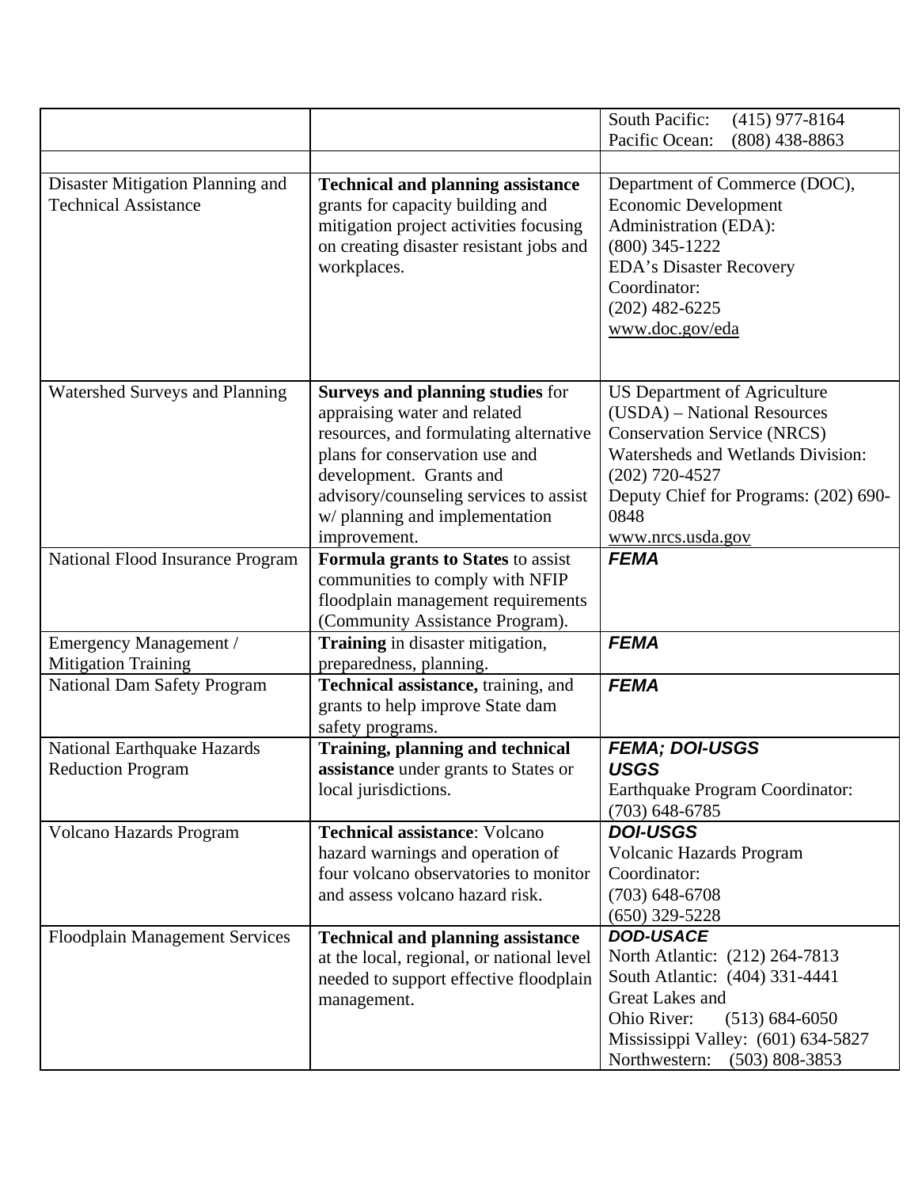| | | |
|---|---|---|
| | | South Pacific: (415) 977-8164<br>Pacific Ocean: (808) 438-8863 |
| | | |
| Disaster Mitigation Planning and Technical Assistance | **Technical and planning assistance** grants for capacity building and mitigation project activities focusing on creating disaster resistant jobs and workplaces. | Department of Commerce (DOC), Economic Development Administration (EDA):<br>(800) 345-1222<br>EDA's Disaster Recovery Coordinator:<br>(202) 482-6225<br>www.doc.gov/eda |
| Watershed Surveys and Planning | **Surveys and planning studies** for appraising water and related resources, and formulating alternative plans for conservation use and development. Grants and advisory/counseling services to assist w/ planning and implementation improvement. | US Department of Agriculture (USDA) – National Resources Conservation Service (NRCS)<br>Watersheds and Wetlands Division:<br>(202) 720-4527<br>Deputy Chief for Programs: (202) 690-0848<br>www.nrcs.usda.gov |
| National Flood Insurance Program | **Formula grants to States** to assist communities to comply with NFIP floodplain management requirements (Community Assistance Program). | ***FEMA*** |
| Emergency Management / Mitigation Training | **Training** in disaster mitigation, preparedness, planning. | ***FEMA*** |
| National Dam Safety Program | **Technical assistance,** training, and grants to help improve State dam safety programs. | ***FEMA*** |
| National Earthquake Hazards Reduction Program | **Training, planning and technical assistance** under grants to States or local jurisdictions. | ***FEMA; DOI-USGS***<br>***USGS***<br>Earthquake Program Coordinator:<br>(703) 648-6785 |
| Volcano Hazards Program | **Technical assistance**: Volcano hazard warnings and operation of four volcano observatories to monitor and assess volcano hazard risk. | ***DOI-USGS***<br>Volcanic Hazards Program Coordinator:<br>(703) 648-6708<br>(650) 329-5228 |
| Floodplain Management Services | **Technical and planning assistance** at the local, regional, or national level needed to support effective floodplain management. | ***DOD-USACE***<br>North Atlantic: (212) 264-7813<br>South Atlantic: (404) 331-4441<br>Great Lakes and<br>Ohio River: (513) 684-6050<br>Mississippi Valley: (601) 634-5827<br>Northwestern: (503) 808-3853 |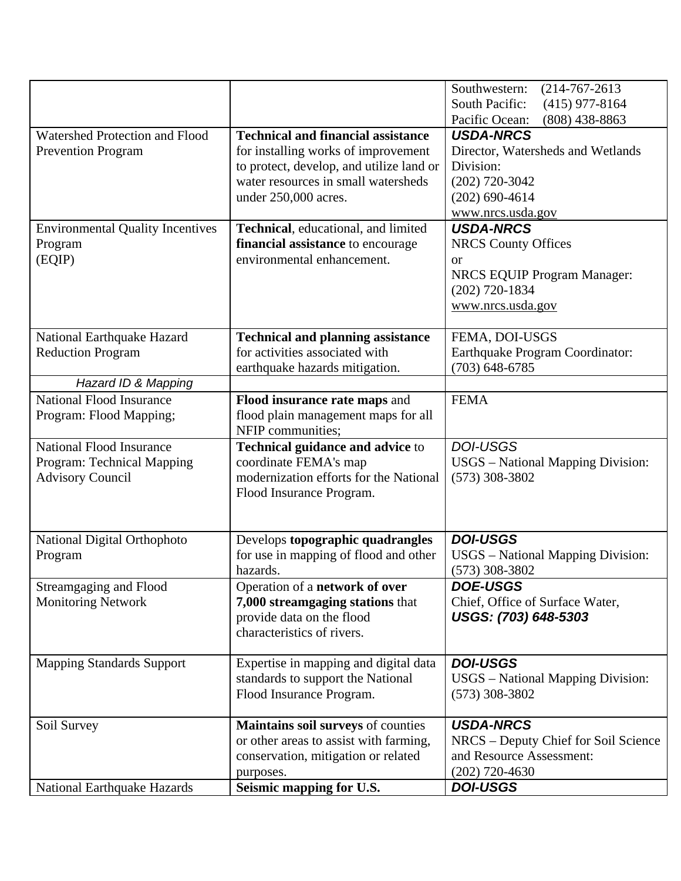| | | |
|---|---|---|
| | | Southwestern: (214-767-2613<br>South Pacific: (415) 977-8164<br>Pacific Ocean: (808) 438-8863 |
| Watershed Protection and Flood Prevention Program | **Technical and financial assistance** for installing works of improvement to protect, develop, and utilize land or water resources in small watersheds under 250,000 acres. | ***USDA-NRCS***<br>Director, Watersheds and Wetlands Division:<br>(202) 720-3042<br>(202) 690-4614<br>www.nrcs.usda.gov |
| Environmental Quality Incentives Program (EQIP) | **Technical**, educational, and limited **financial assistance** to encourage environmental enhancement. | ***USDA-NRCS***<br>NRCS County Offices<br>or<br>NRCS EQUIP Program Manager:<br>(202) 720-1834<br>www.nrcs.usda.gov |
| National Earthquake Hazard Reduction Program | **Technical and planning assistance** for activities associated with earthquake hazards mitigation. | FEMA, DOI-USGS<br>Earthquake Program Coordinator:<br>(703) 648-6785 |
| *Hazard ID & Mapping* | | |
| National Flood Insurance Program: Flood Mapping; | **Flood insurance rate maps** and flood plain management maps for all NFIP communities; | FEMA |
| National Flood Insurance Program: Technical Mapping Advisory Council | **Technical guidance and advice** to coordinate FEMA's map modernization efforts for the National Flood Insurance Program. | *DOI-USGS*<br>USGS – National Mapping Division:<br>(573) 308-3802 |
| National Digital Orthophoto Program | Develops **topographic quadrangles** for use in mapping of flood and other hazards. | ***DOI-USGS***<br>USGS – National Mapping Division:<br>(573) 308-3802 |
| Streamgaging and Flood Monitoring Network | Operation of a **network of over 7,000 streamgaging stations** that provide data on the flood characteristics of rivers. | ***DOE-USGS***<br>Chief, Office of Surface Water,<br>***USGS: (703) 648-5303*** |
| Mapping Standards Support | Expertise in mapping and digital data standards to support the National Flood Insurance Program. | ***DOI-USGS***<br>USGS – National Mapping Division:<br>(573) 308-3802 |
| Soil Survey | **Maintains soil surveys** of counties or other areas to assist with farming, conservation, mitigation or related purposes. | ***USDA-NRCS***<br>NRCS – Deputy Chief for Soil Science and Resource Assessment:<br>(202) 720-4630 |
| National Earthquake Hazards | **Seismic mapping for U.S.** | ***DOI-USGS*** |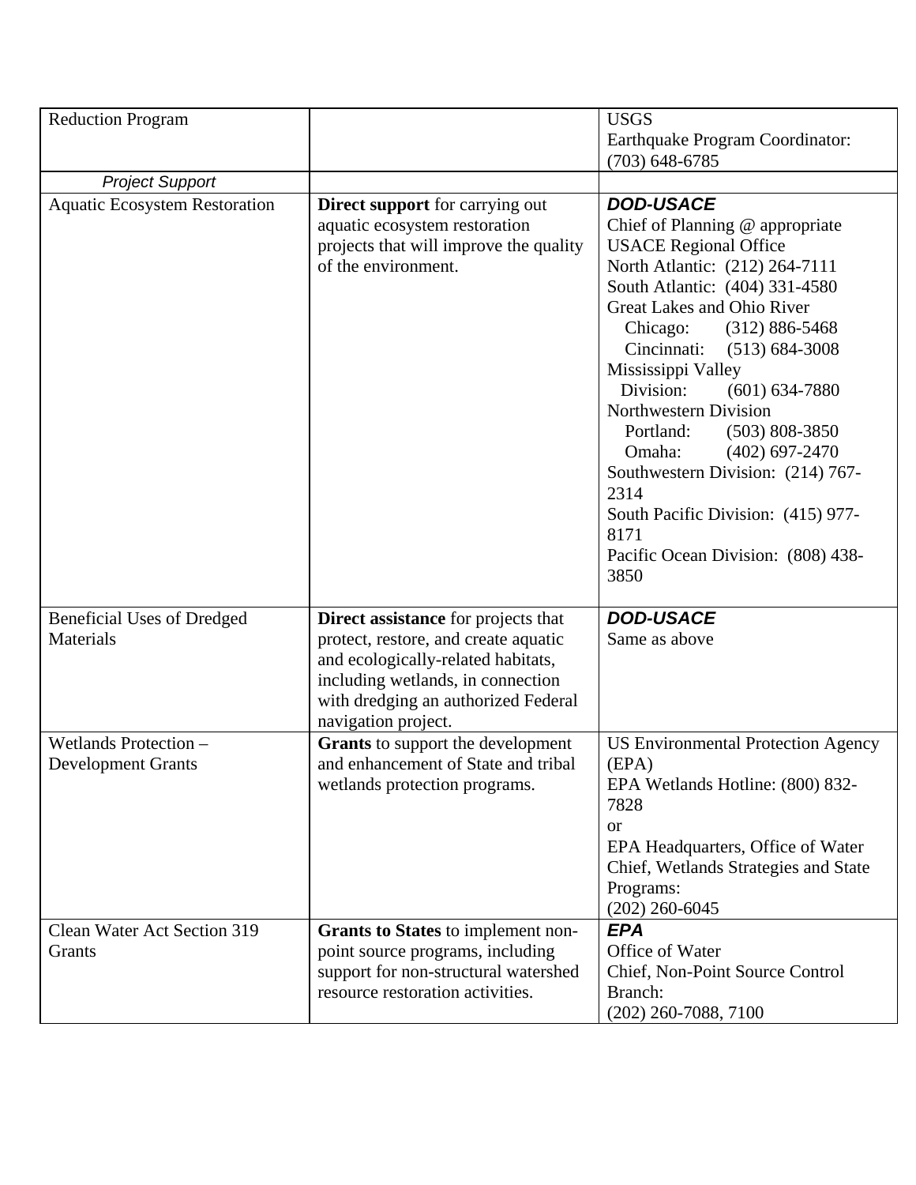| Reduction Program | | USGS<br>Earthquake Program Coordinator:<br>(703) 648-6785 |
|---|---|---|
| *Project Support* | | |
| Aquatic Ecosystem Restoration | **Direct support** for carrying out aquatic ecosystem restoration projects that will improve the quality of the environment. | ***DOD-USACE***<br>Chief of Planning @ appropriate USACE Regional Office<br>North Atlantic: (212) 264-7111<br>South Atlantic: (404) 331-4580<br>Great Lakes and Ohio River<br>Chicago: (312) 886-5468<br>Cincinnati: (513) 684-3008<br>Mississippi Valley<br>Division: (601) 634-7880<br>Northwestern Division<br>Portland: (503) 808-3850<br>Omaha: (402) 697-2470<br>Southwestern Division: (214) 767-2314<br>South Pacific Division: (415) 977-8171<br>Pacific Ocean Division: (808) 438-3850 |
| Beneficial Uses of Dredged Materials | **Direct assistance** for projects that protect, restore, and create aquatic and ecologically-related habitats, including wetlands, in connection with dredging an authorized Federal navigation project. | ***DOD-USACE***<br>Same as above |
| Wetlands Protection – Development Grants | **Grants** to support the development and enhancement of State and tribal wetlands protection programs. | US Environmental Protection Agency (EPA)<br>EPA Wetlands Hotline: (800) 832-7828<br>or<br>EPA Headquarters, Office of Water<br>Chief, Wetlands Strategies and State Programs:<br>(202) 260-6045 |
| Clean Water Act Section 319 Grants | **Grants to States** to implement non-point source programs, including support for non-structural watershed resource restoration activities. | ***EPA***<br>Office of Water<br>Chief, Non-Point Source Control Branch:<br>(202) 260-7088, 7100 |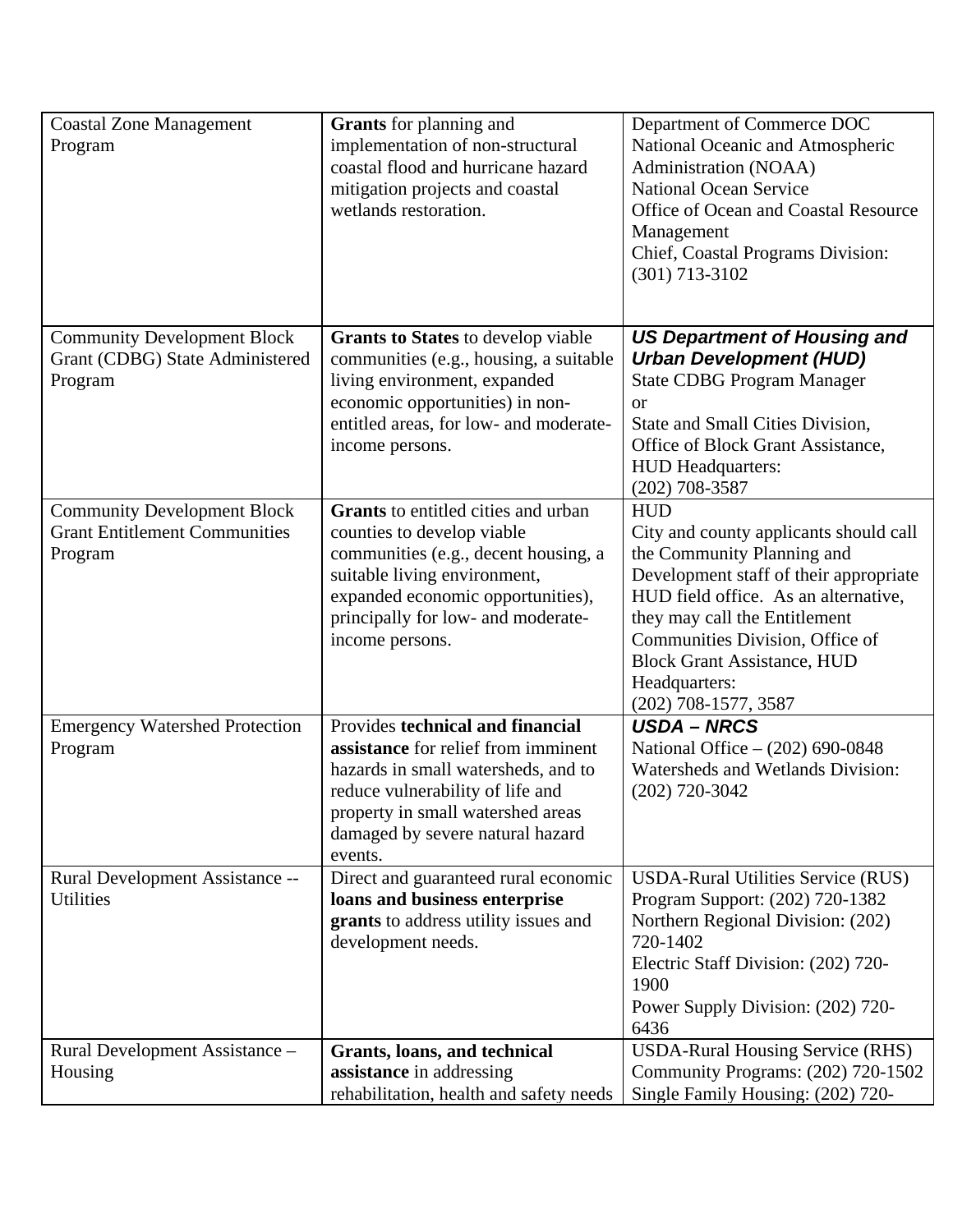| Coastal Zone Management Program | **Grants** for planning and implementation of non-structural coastal flood and hurricane hazard mitigation projects and coastal wetlands restoration. | Department of Commerce DOC<br>National Oceanic and Atmospheric Administration (NOAA)<br>National Ocean Service<br>Office of Ocean and Coastal Resource Management<br>Chief, Coastal Programs Division: (301) 713-3102 |
|---|---|---|
| Community Development Block Grant (CDBG) State Administered Program | **Grants to States** to develop viable communities (e.g., housing, a suitable living environment, expanded economic opportunities) in non-entitled areas, for low- and moderate-income persons. | ***US Department of Housing and Urban Development (HUD)***<br>State CDBG Program Manager<br>or<br>State and Small Cities Division, Office of Block Grant Assistance, HUD Headquarters:<br>(202) 708-3587 |
| Community Development Block Grant Entitlement Communities Program | **Grants** to entitled cities and urban counties to develop viable communities (e.g., decent housing, a suitable living environment, expanded economic opportunities), principally for low- and moderate-income persons. | HUD<br>City and county applicants should call the Community Planning and Development staff of their appropriate HUD field office. As an alternative, they may call the Entitlement Communities Division, Office of Block Grant Assistance, HUD Headquarters:<br>(202) 708-1577, 3587 |
| Emergency Watershed Protection Program | Provides **technical and financial assistance** for relief from imminent hazards in small watersheds, and to reduce vulnerability of life and property in small watershed areas damaged by severe natural hazard events. | ***USDA – NRCS***<br>National Office – (202) 690-0848<br>Watersheds and Wetlands Division: (202) 720-3042 |
| Rural Development Assistance -- Utilities | Direct and guaranteed rural economic **loans and business enterprise grants** to address utility issues and development needs. | USDA-Rural Utilities Service (RUS)<br>Program Support: (202) 720-1382<br>Northern Regional Division: (202) 720-1402<br>Electric Staff Division: (202) 720-1900<br>Power Supply Division: (202) 720-6436 |
| Rural Development Assistance – Housing | **Grants, loans, and technical assistance** in addressing rehabilitation, health and safety needs | USDA-Rural Housing Service (RHS)<br>Community Programs: (202) 720-1502<br>Single Family Housing: (202) 720- |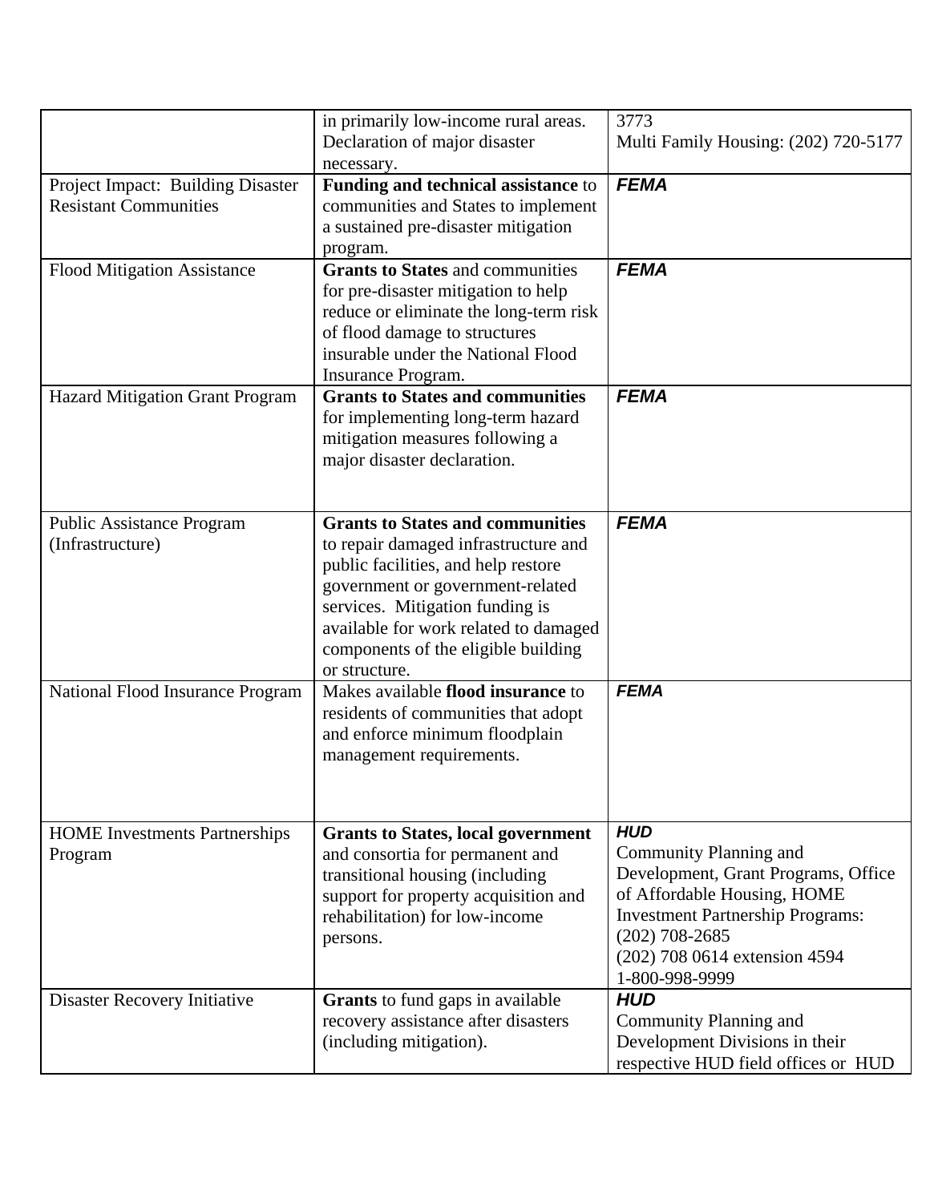| | | |
|---|---|---|
| | in primarily low-income rural areas. Declaration of major disaster necessary. | 3773<br>Multi Family Housing: (202) 720-5177 |
| Project Impact: Building Disaster Resistant Communities | **Funding and technical assistance** to communities and States to implement a sustained pre-disaster mitigation program. | ***FEMA*** |
| Flood Mitigation Assistance | **Grants to States** and communities for pre-disaster mitigation to help reduce or eliminate the long-term risk of flood damage to structures insurable under the National Flood Insurance Program. | ***FEMA*** |
| Hazard Mitigation Grant Program | **Grants to States and communities** for implementing long-term hazard mitigation measures following a major disaster declaration. | ***FEMA*** |
| Public Assistance Program (Infrastructure) | **Grants to States and communities** to repair damaged infrastructure and public facilities, and help restore government or government-related services. Mitigation funding is available for work related to damaged components of the eligible building or structure. | ***FEMA*** |
| National Flood Insurance Program | Makes available **flood insurance** to residents of communities that adopt and enforce minimum floodplain management requirements. | ***FEMA*** |
| HOME Investments Partnerships Program | **Grants to States, local government** and consortia for permanent and transitional housing (including support for property acquisition and rehabilitation) for low-income persons. | ***HUD***<br>Community Planning and Development, Grant Programs, Office of Affordable Housing, HOME Investment Partnership Programs:<br>(202) 708-2685<br>(202) 708 0614 extension 4594<br>1-800-998-9999 |
| Disaster Recovery Initiative | **Grants** to fund gaps in available recovery assistance after disasters (including mitigation). | ***HUD***<br>Community Planning and Development Divisions in their respective HUD field offices or HUD |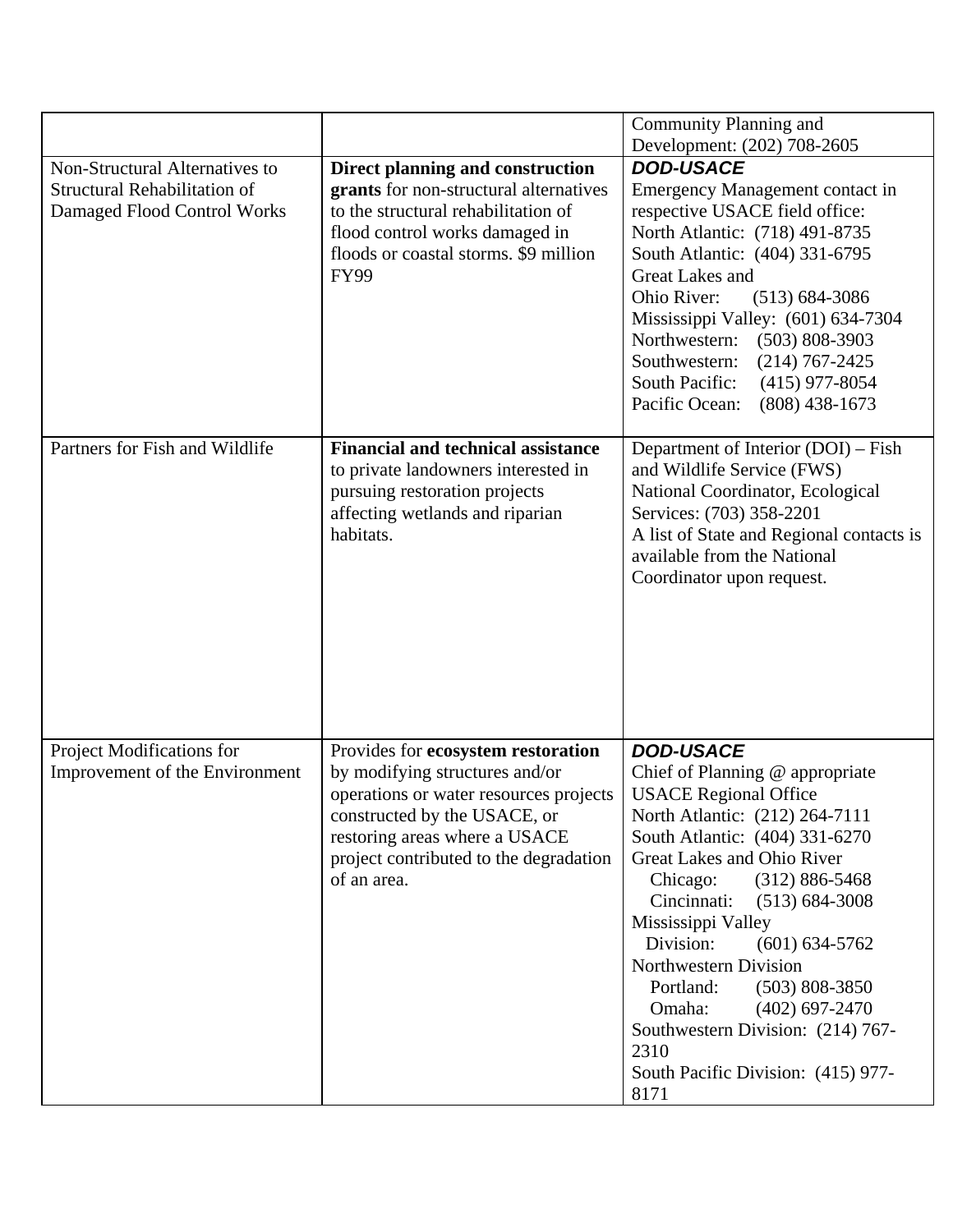| | | |
|---|---|---|
| | | Community Planning and Development: (202) 708-2605 |
| Non-Structural Alternatives to Structural Rehabilitation of Damaged Flood Control Works | **Direct planning and construction grants** for non-structural alternatives to the structural rehabilitation of flood control works damaged in floods or coastal storms. $9 million FY99 | ***DOD-USACE*** <br> Emergency Management contact in respective USACE field office: <br> North Atlantic: (718) 491-8735 <br> South Atlantic: (404) 331-6795 <br> Great Lakes and <br> Ohio River: (513) 684-3086 <br> Mississippi Valley: (601) 634-7304 <br> Northwestern: (503) 808-3903 <br> Southwestern: (214) 767-2425 <br> South Pacific: (415) 977-8054 <br> Pacific Ocean: (808) 438-1673 |
| Partners for Fish and Wildlife | **Financial and technical assistance** to private landowners interested in pursuing restoration projects affecting wetlands and riparian habitats. | Department of Interior (DOI) – Fish and Wildlife Service (FWS) <br> National Coordinator, Ecological Services: (703) 358-2201 <br> A list of State and Regional contacts is available from the National Coordinator upon request. |
| Project Modifications for Improvement of the Environment | Provides for **ecosystem restoration** by modifying structures and/or operations or water resources projects constructed by the USACE, or restoring areas where a USACE project contributed to the degradation of an area. | ***DOD-USACE*** <br> Chief of Planning @ appropriate USACE Regional Office <br> North Atlantic: (212) 264-7111 <br> South Atlantic: (404) 331-6270 <br> Great Lakes and Ohio River <br> Chicago: (312) 886-5468 <br> Cincinnati: (513) 684-3008 <br> Mississippi Valley <br> Division: (601) 634-5762 <br> Northwestern Division <br> Portland: (503) 808-3850 <br> Omaha: (402) 697-2470 <br> Southwestern Division: (214) 767-2310 <br> South Pacific Division: (415) 977-8171 |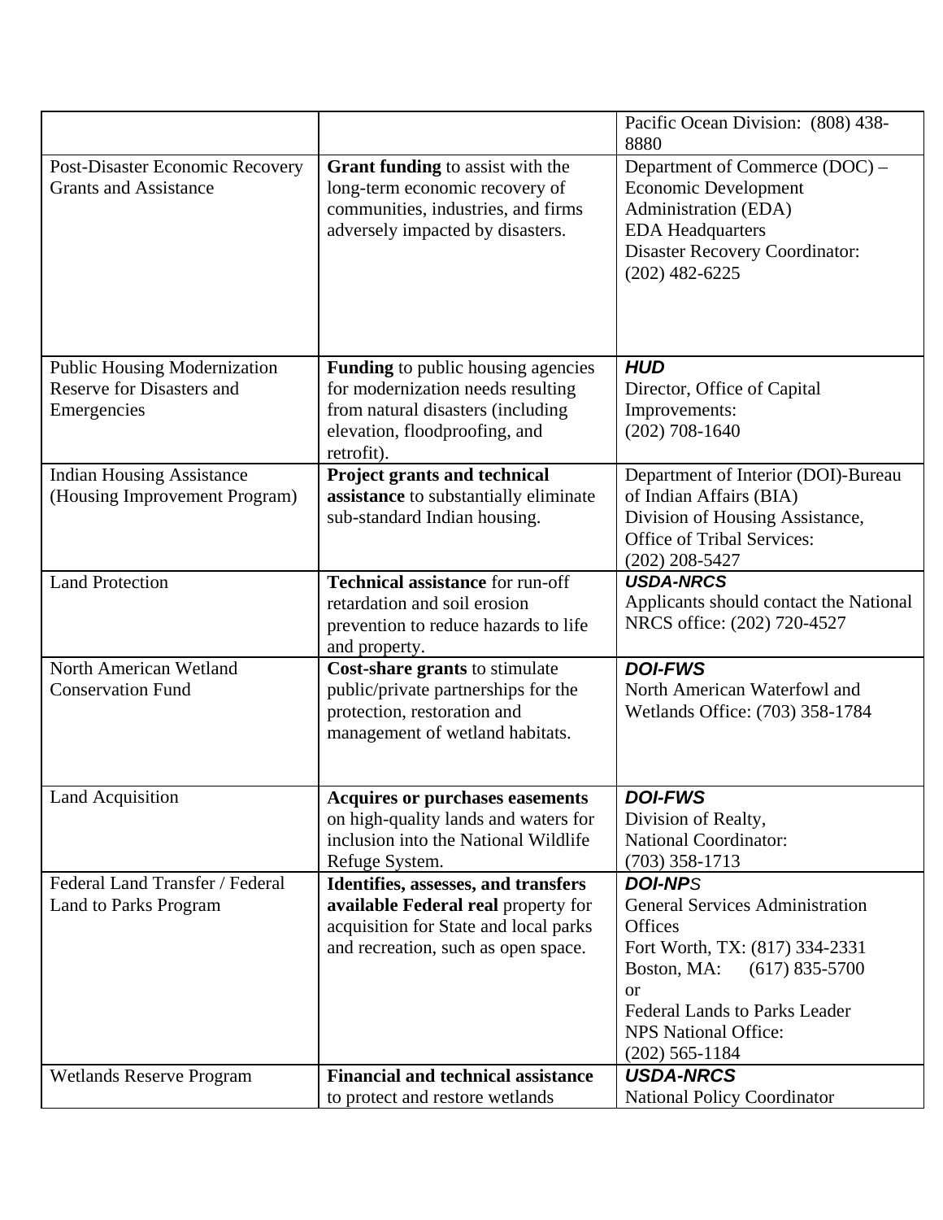| | | |
|---|---|---|
| | | Pacific Ocean Division: (808) 438-8880 |
| Post-Disaster Economic Recovery Grants and Assistance | **Grant funding** to assist with the long-term economic recovery of communities, industries, and firms adversely impacted by disasters. | Department of Commerce (DOC) – Economic Development Administration (EDA)<br>EDA Headquarters<br>Disaster Recovery Coordinator: (202) 482-6225 |
| Public Housing Modernization Reserve for Disasters and Emergencies | **Funding** to public housing agencies for modernization needs resulting from natural disasters (including elevation, floodproofing, and retrofit). | ***HUD***<br>Director, Office of Capital Improvements:<br>(202) 708-1640 |
| Indian Housing Assistance (Housing Improvement Program) | **Project grants and technical assistance** to substantially eliminate sub-standard Indian housing. | Department of Interior (DOI)-Bureau of Indian Affairs (BIA)<br>Division of Housing Assistance, Office of Tribal Services:<br>(202) 208-5427 |
| Land Protection | **Technical assistance** for run-off retardation and soil erosion prevention to reduce hazards to life and property. | ***USDA-NRCS***<br>Applicants should contact the National NRCS office: (202) 720-4527 |
| North American Wetland Conservation Fund | **Cost-share grants** to stimulate public/private partnerships for the protection, restoration and management of wetland habitats. | ***DOI-FWS***<br>North American Waterfowl and Wetlands Office: (703) 358-1784 |
| Land Acquisition | **Acquires or purchases easements** on high-quality lands and waters for inclusion into the National Wildlife Refuge System. | ***DOI-FWS***<br>Division of Realty,<br>National Coordinator:<br>(703) 358-1713 |
| Federal Land Transfer / Federal Land to Parks Program | **Identifies, assesses, and transfers available Federal real** property for acquisition for State and local parks and recreation, such as open space. | ***DOI-NPS***<br>General Services Administration Offices<br>Fort Worth, TX: (817) 334-2331<br>Boston, MA: (617) 835-5700<br>or<br>Federal Lands to Parks Leader<br>NPS National Office:<br>(202) 565-1184 |
| Wetlands Reserve Program | **Financial and technical assistance** to protect and restore wetlands | ***USDA-NRCS***<br>National Policy Coordinator |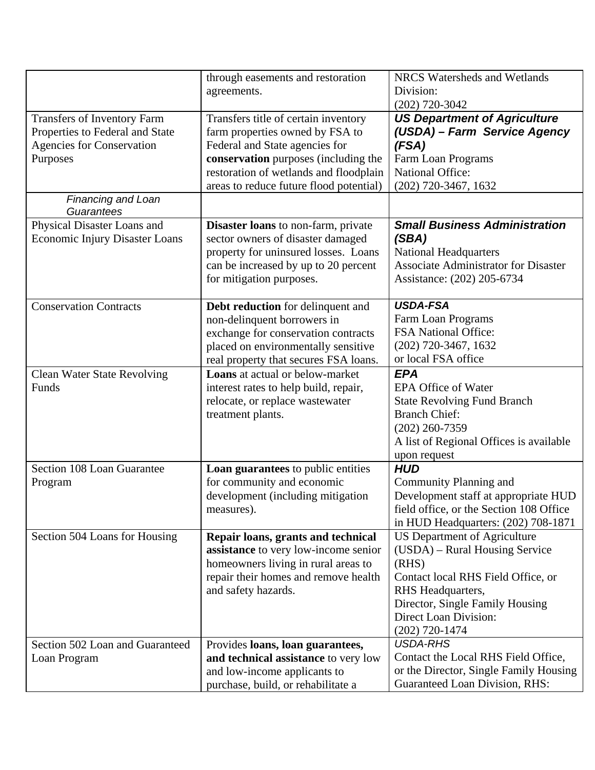| | | |
|---|---|---|
| | through easements and restoration agreements. | NRCS Watersheds and Wetlands Division:<br>(202) 720-3042 |
| Transfers of Inventory Farm Properties to Federal and State Agencies for Conservation Purposes | Transfers title of certain inventory farm properties owned by FSA to Federal and State agencies for **conservation** purposes (including the restoration of wetlands and floodplain areas to reduce future flood potential) | ***US Department of Agriculture (USDA) – Farm Service Agency (FSA)***<br>Farm Loan Programs<br>National Office:<br>(202) 720-3467, 1632 |
| *Financing and Loan Guarantees* | | |
| Physical Disaster Loans and Economic Injury Disaster Loans | **Disaster loans** to non-farm, private sector owners of disaster damaged property for uninsured losses. Loans can be increased by up to 20 percent for mitigation purposes. | ***Small Business Administration (SBA)***<br>National Headquarters<br>Associate Administrator for Disaster Assistance: (202) 205-6734 |
| Conservation Contracts | **Debt reduction** for delinquent and non-delinquent borrowers in exchange for conservation contracts placed on environmentally sensitive real property that secures FSA loans. | ***USDA-FSA***<br>Farm Loan Programs<br>FSA National Office:<br>(202) 720-3467, 1632<br>or local FSA office |
| Clean Water State Revolving Funds | **Loans** at actual or below-market interest rates to help build, repair, relocate, or replace wastewater treatment plants. | ***EPA***<br>EPA Office of Water<br>State Revolving Fund Branch<br>Branch Chief:<br>(202) 260-7359<br>A list of Regional Offices is available upon request |
| Section 108 Loan Guarantee Program | **Loan guarantees** to public entities for community and economic development (including mitigation measures). | ***HUD***<br>Community Planning and Development staff at appropriate HUD field office, or the Section 108 Office in HUD Headquarters: (202) 708-1871 |
| Section 504 Loans for Housing | **Repair loans, grants and technical assistance** to very low-income senior homeowners living in rural areas to repair their homes and remove health and safety hazards. | US Department of Agriculture (USDA) – Rural Housing Service (RHS)<br>Contact local RHS Field Office, or RHS Headquarters,<br>Director, Single Family Housing Direct Loan Division:<br>(202) 720-1474 |
| Section 502 Loan and Guaranteed Loan Program | Provides **loans, loan guarantees, and technical assistance** to very low and low-income applicants to purchase, build, or rehabilitate a | *USDA-RHS*<br>Contact the Local RHS Field Office, or the Director, Single Family Housing Guaranteed Loan Division, RHS: |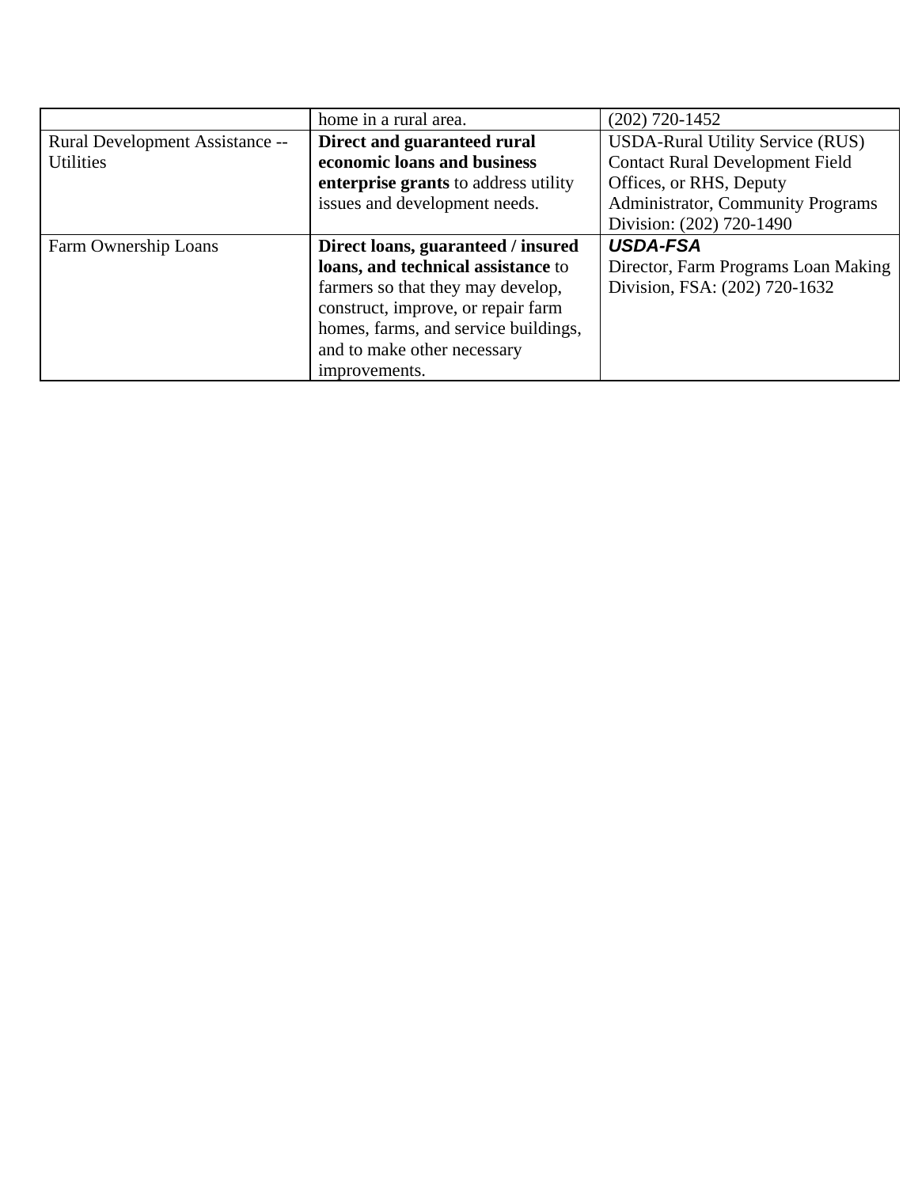| | | |
|---|---|---|
| | home in a rural area. | (202) 720-1452 |
| Rural Development Assistance -- Utilities | **Direct and guaranteed rural economic loans and business enterprise grants** to address utility issues and development needs. | USDA-Rural Utility Service (RUS) Contact Rural Development Field Offices, or RHS, Deputy Administrator, Community Programs Division: (202) 720-1490 |
| Farm Ownership Loans | **Direct loans, guaranteed / insured loans, and technical assistance** to farmers so that they may develop, construct, improve, or repair farm homes, farms, and service buildings, and to make other necessary improvements. | ***USDA-FSA*** Director, Farm Programs Loan Making Division, FSA: (202) 720-1632 |